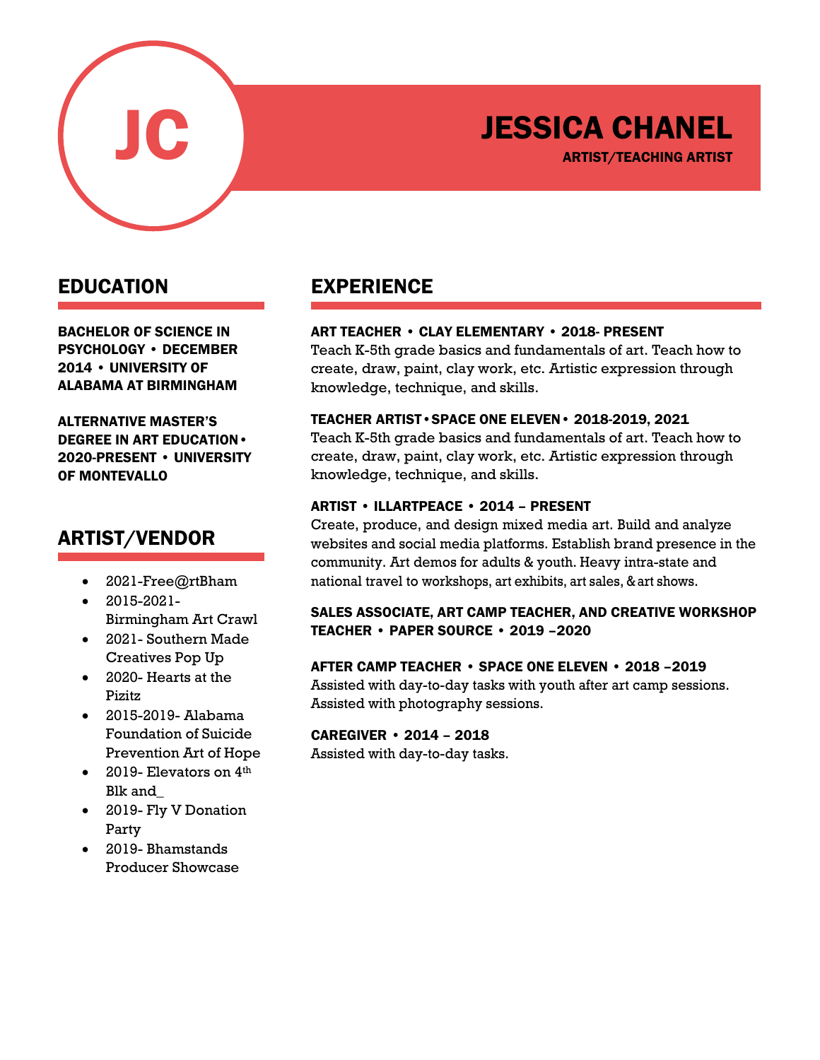JC

# JESSICA CHANEL

**ARTIST/TEACHING ARTIST**

## EDUCATION

**BACHELOR OF SCIENCE IN PSYCHOLOGY • DECEMBER 2014 • UNIVERSITY OF ALABAMA AT BIRMINGHAM**

**ALTERNATIVE MASTER'S DEGREE IN ART EDUCATION • 2020-PRESENT • UNIVERSITY OF MONTEVALLO**

## ARTIST/VENDOR

- 2021-Free@rtBham
- 2015-2021- Birmingham Art Crawl
- 2021- Southern Made Creatives Pop Up
- 2020- Hearts at the Pizitz
- 2015-2019- Alabama Foundation of Suicide Prevention Art of Hope
- 2019- Elevators on 4th Blk and_
- 2019- Fly V Donation Party
- 2019- Bhamstands Producer Showcase

## EXPERIENCE

**ART TEACHER • CLAY ELEMENTARY • 2018- PRESENT**

Teach K-5th grade basics and fundamentals of art. Teach how to create, draw, paint, clay work, etc. Artistic expression through knowledge, technique, and skills.

**TEACHER ARTIST • SPACE ONE ELEVEN • 2018-2019, 2021**

Teach K-5th grade basics and fundamentals of art. Teach how to create, draw, paint, clay work, etc. Artistic expression through knowledge, technique, and skills.

**ARTIST • ILLARTPEACE • 2014 – PRESENT**

Create, produce, and design mixed media art. Build and analyze websites and social media platforms. Establish brand presence in the community. Art demos for adults & youth. Heavy intra-state and national travel to workshops, art exhibits, art sales, & art shows.

**SALES ASSOCIATE, ART CAMP TEACHER, AND CREATIVE WORKSHOP TEACHER • PAPER SOURCE • 2019 –2020**

**AFTER CAMP TEACHER • SPACE ONE ELEVEN • 2018 –2019**

Assisted with day-to-day tasks with youth after art camp sessions. Assisted with photography sessions.

**CAREGIVER • 2014 – 2018**

Assisted with day-to-day tasks.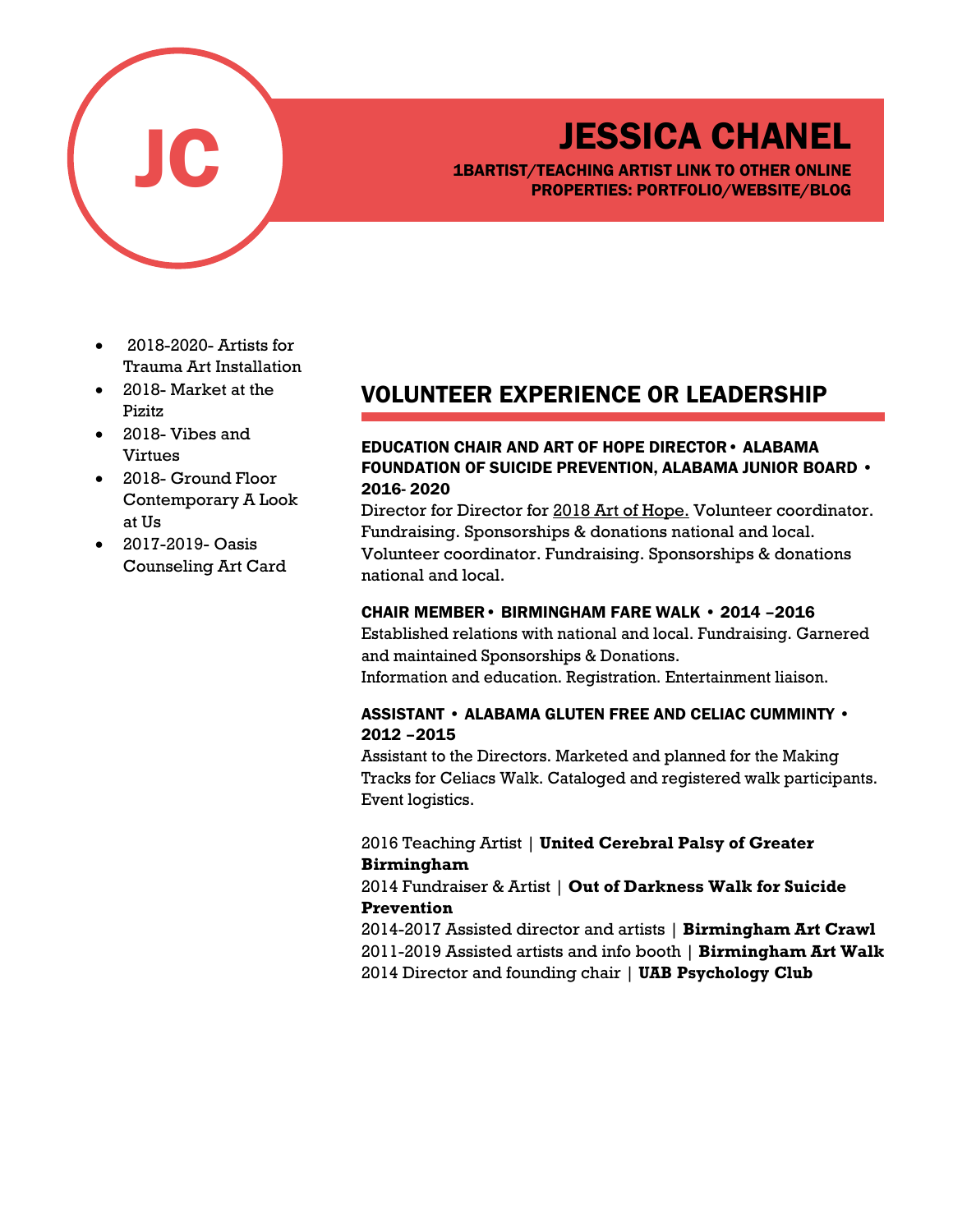JC

# JESSICA CHANEL

**1BARTIST/TEACHING ARTIST LINK TO OTHER ONLINE PROPERTIES: PORTFOLIO/WEBSITE/BLOG**

- 2018-2020- Artists for Trauma Art Installation
- 2018- Market at the Pizitz
- 2018- Vibes and Virtues
- 2018- Ground Floor Contemporary A Look at Us
- 2017-2019- Oasis Counseling Art Card

## VOLUNTEER EXPERIENCE OR LEADERSHIP

### EDUCATION CHAIR AND ART OF HOPE DIRECTOR • ALABAMA FOUNDATION OF SUICIDE PREVENTION, ALABAMA JUNIOR BOARD • 2016- 2020

Director for Director for 2018 Art of Hope. Volunteer coordinator. Fundraising. Sponsorships & donations national and local. Volunteer coordinator. Fundraising. Sponsorships & donations national and local.

### CHAIR MEMBER • BIRMINGHAM FARE WALK • 2014 –2016

Established relations with national and local. Fundraising. Garnered and maintained Sponsorships & Donations.
Information and education. Registration. Entertainment liaison.

### ASSISTANT • ALABAMA GLUTEN FREE AND CELIAC CUMMINTY • 2012 –2015

Assistant to the Directors. Marketed and planned for the Making Tracks for Celiacs Walk. Cataloged and registered walk participants. Event logistics.

2016 Teaching Artist | **United Cerebral Palsy of Greater Birmingham**
2014 Fundraiser & Artist | **Out of Darkness Walk for Suicide Prevention**
2014-2017 Assisted director and artists | **Birmingham Art Crawl**
2011-2019 Assisted artists and info booth | **Birmingham Art Walk**
2014 Director and founding chair | **UAB Psychology Club**